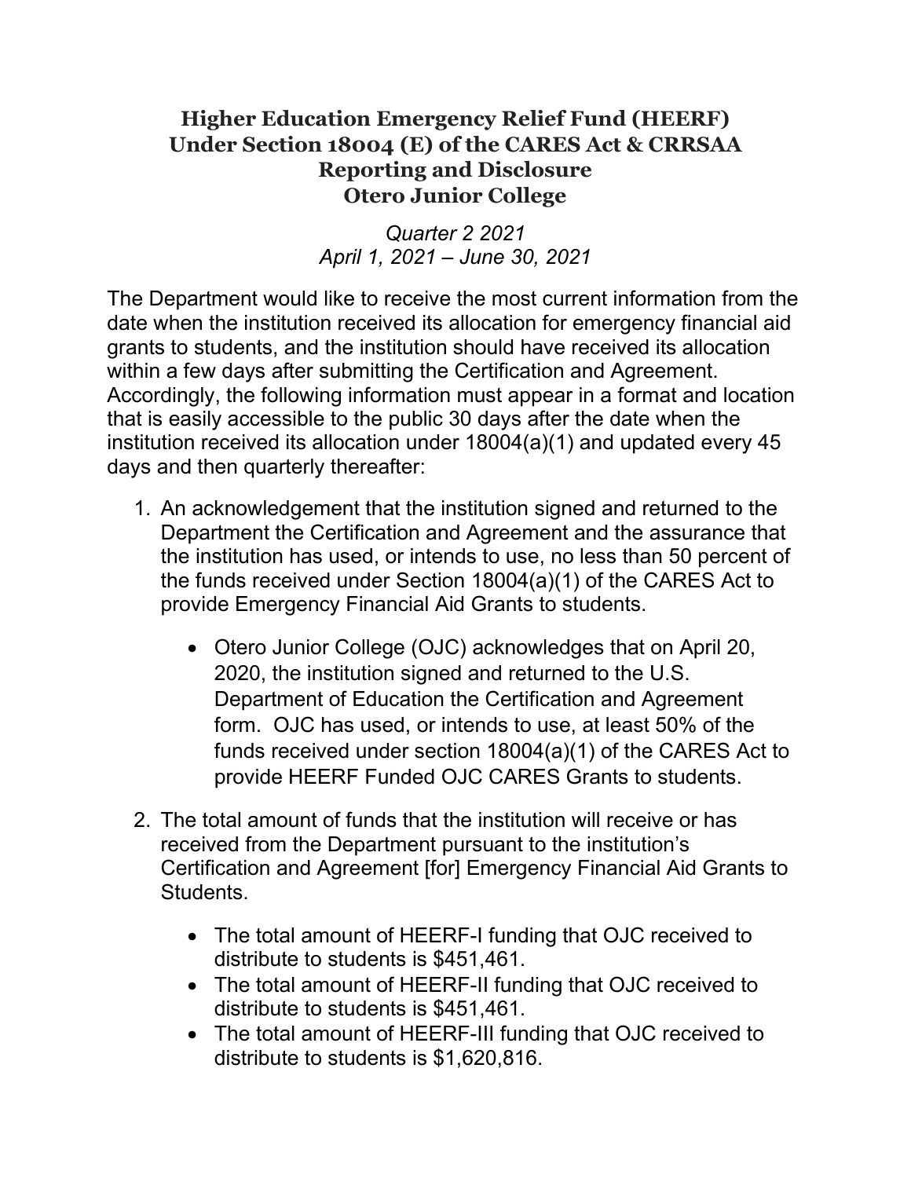# Higher Education Emergency Relief Fund (HEERF) Under Section 18004 (E) of the CARES Act & CRRSAA Reporting and Disclosure Otero Junior College

*Quarter 2 2021*
*April 1, 2021 – June 30, 2021*

The Department would like to receive the most current information from the date when the institution received its allocation for emergency financial aid grants to students, and the institution should have received its allocation within a few days after submitting the Certification and Agreement. Accordingly, the following information must appear in a format and location that is easily accessible to the public 30 days after the date when the institution received its allocation under 18004(a)(1) and updated every 45 days and then quarterly thereafter:

1. An acknowledgement that the institution signed and returned to the Department the Certification and Agreement and the assurance that the institution has used, or intends to use, no less than 50 percent of the funds received under Section 18004(a)(1) of the CARES Act to provide Emergency Financial Aid Grants to students.

    - Otero Junior College (OJC) acknowledges that on April 20, 2020, the institution signed and returned to the U.S. Department of Education the Certification and Agreement form. OJC has used, or intends to use, at least 50% of the funds received under section 18004(a)(1) of the CARES Act to provide HEERF Funded OJC CARES Grants to students.

2. The total amount of funds that the institution will receive or has received from the Department pursuant to the institution's Certification and Agreement [for] Emergency Financial Aid Grants to Students.

    - The total amount of HEERF-I funding that OJC received to distribute to students is $451,461.
    - The total amount of HEERF-II funding that OJC received to distribute to students is $451,461.
    - The total amount of HEERF-III funding that OJC received to distribute to students is $1,620,816.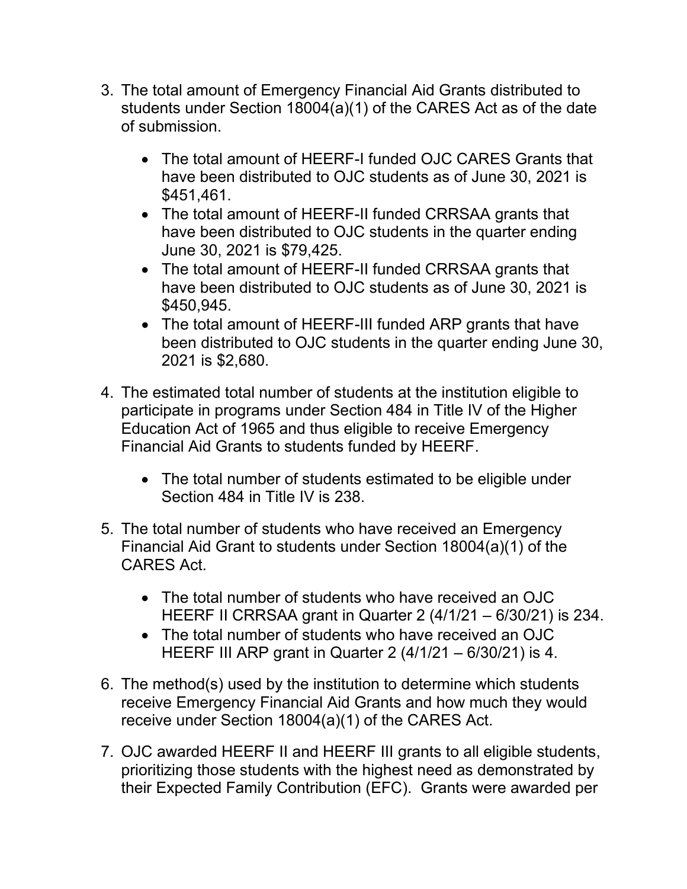3. The total amount of Emergency Financial Aid Grants distributed to students under Section 18004(a)(1) of the CARES Act as of the date of submission.

    - The total amount of HEERF-I funded OJC CARES Grants that have been distributed to OJC students as of June 30, 2021 is $451,461.
    - The total amount of HEERF-II funded CRRSAA grants that have been distributed to OJC students in the quarter ending June 30, 2021 is $79,425.
    - The total amount of HEERF-II funded CRRSAA grants that have been distributed to OJC students as of June 30, 2021 is $450,945.
    - The total amount of HEERF-III funded ARP grants that have been distributed to OJC students in the quarter ending June 30, 2021 is $2,680.

4. The estimated total number of students at the institution eligible to participate in programs under Section 484 in Title IV of the Higher Education Act of 1965 and thus eligible to receive Emergency Financial Aid Grants to students funded by HEERF.

    - The total number of students estimated to be eligible under Section 484 in Title IV is 238.

5. The total number of students who have received an Emergency Financial Aid Grant to students under Section 18004(a)(1) of the CARES Act.

    - The total number of students who have received an OJC HEERF II CRRSAA grant in Quarter 2 (4/1/21 – 6/30/21) is 234.
    - The total number of students who have received an OJC HEERF III ARP grant in Quarter 2 (4/1/21 – 6/30/21) is 4.

6. The method(s) used by the institution to determine which students receive Emergency Financial Aid Grants and how much they would receive under Section 18004(a)(1) of the CARES Act.

7. OJC awarded HEERF II and HEERF III grants to all eligible students, prioritizing those students with the highest need as demonstrated by their Expected Family Contribution (EFC). Grants were awarded per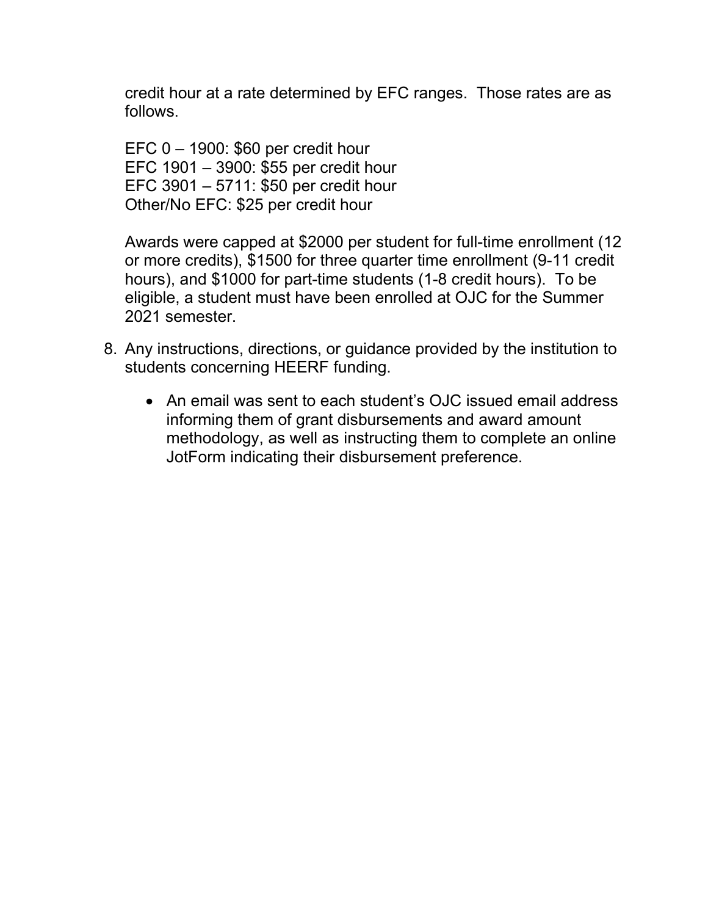credit hour at a rate determined by EFC ranges. Those rates are as follows.

EFC 0 – 1900: $60 per credit hour
EFC 1901 – 3900: $55 per credit hour
EFC 3901 – 5711: $50 per credit hour
Other/No EFC: $25 per credit hour

Awards were capped at $2000 per student for full-time enrollment (12 or more credits), $1500 for three quarter time enrollment (9-11 credit hours), and $1000 for part-time students (1-8 credit hours). To be eligible, a student must have been enrolled at OJC for the Summer 2021 semester.

8. Any instructions, directions, or guidance provided by the institution to students concerning HEERF funding.

    - An email was sent to each student's OJC issued email address informing them of grant disbursements and award amount methodology, as well as instructing them to complete an online JotForm indicating their disbursement preference.